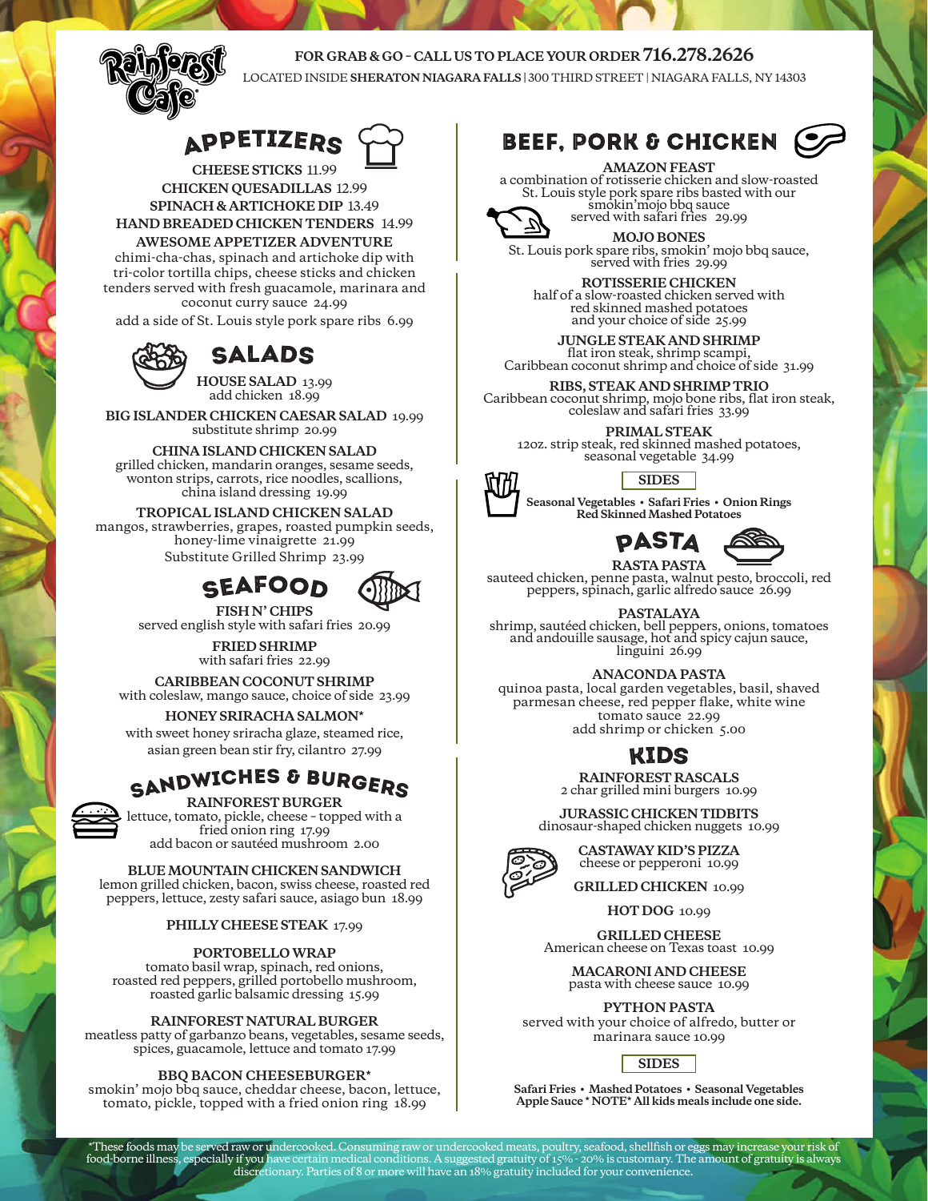**FOR GRAB & GO - CALL US TO PLACE YOUR ORDER 716.278.2626**

LOCATED INSIDE **SHERATON NIAGARA FALLS** | 300 THIRD STREET | NIAGARA FALLS, NY 14303

## APPETIZERS

**CHEESE STICKS** 11.99

**CHICKEN QUESADILLAS** 12.99

**SPINACH & ARTICHOKE DIP** 13.49

**HAND BREADED CHICKEN TENDERS** 14.99

**AWESOME APPETIZER ADVENTURE**
chimi-cha-chas, spinach and artichoke dip with tri-color tortilla chips, cheese sticks and chicken tenders served with fresh guacamole, marinara and coconut curry sauce 24.99

add a side of St. Louis style pork spare ribs 6.99

## SALADS

**HOUSE SALAD** 13.99
add chicken 18.99

**BIG ISLANDER CHICKEN CAESAR SALAD** 19.99
substitute shrimp 20.99

**CHINA ISLAND CHICKEN SALAD**
grilled chicken, mandarin oranges, sesame seeds, wonton strips, carrots, rice noodles, scallions, china island dressing 19.99

**TROPICAL ISLAND CHICKEN SALAD**
mangos, strawberries, grapes, roasted pumpkin seeds, honey-lime vinaigrette 21.99
Substitute Grilled Shrimp 23.99

## SEAFOOD

**FISH N' CHIPS**
served english style with safari fries 20.99

**FRIED SHRIMP**
with safari fries 22.99

**CARIBBEAN COCONUT SHRIMP**
with coleslaw, mango sauce, choice of side 23.99

**HONEY SRIRACHA SALMON***
with sweet honey sriracha glaze, steamed rice, asian green bean stir fry, cilantro 27.99

## SANDWICHES & BURGERS

**RAINFOREST BURGER**
lettuce, tomato, pickle, cheese - topped with a fried onion ring 17.99
add bacon or sautéed mushroom 2.00

**BLUE MOUNTAIN CHICKEN SANDWICH**
lemon grilled chicken, bacon, swiss cheese, roasted red peppers, lettuce, zesty safari sauce, asiago bun 18.99

**PHILLY CHEESE STEAK** 17.99

**PORTOBELLO WRAP**
tomato basil wrap, spinach, red onions, roasted red peppers, grilled portobello mushroom, roasted garlic balsamic dressing 15.99

**RAINFOREST NATURAL BURGER**
meatless patty of garbanzo beans, vegetables, sesame seeds, spices, guacamole, lettuce and tomato 17.99

**BBQ BACON CHEESEBURGER***
smokin' mojo bbq sauce, cheddar cheese, bacon, lettuce, tomato, pickle, topped with a fried onion ring 18.99

## BEEF, PORK & CHICKEN

**AMAZON FEAST**
a combination of rotisserie chicken and slow-roasted St. Louis style pork spare ribs basted with our smokin'mojo bbq sauce served with safari fries 29.99

**MOJO BONES**
St. Louis pork spare ribs, smokin' mojo bbq sauce, served with fries 29.99

**ROTISSERIE CHICKEN**
half of a slow-roasted chicken served with red skinned mashed potatoes and your choice of side 25.99

**JUNGLE STEAK AND SHRIMP**
flat iron steak, shrimp scampi, Caribbean coconut shrimp and choice of side 31.99

**RIBS, STEAK AND SHRIMP TRIO**
Caribbean coconut shrimp, mojo bone ribs, flat iron steak, coleslaw and safari fries 33.99

**PRIMAL STEAK**
12oz. strip steak, red skinned mashed potatoes, seasonal vegetable 34.99

### SIDES

**Seasonal Vegetables • Safari Fries • Onion Rings**
**Red Skinned Mashed Potatoes**

## PASTA

**RASTA PASTA**
sauteed chicken, penne pasta, walnut pesto, broccoli, red peppers, spinach, garlic alfredo sauce 26.99

**PASTALAYA**
shrimp, sautéed chicken, bell peppers, onions, tomatoes and andouille sausage, hot and spicy cajun sauce, linguini 26.99

**ANACONDA PASTA**
quinoa pasta, local garden vegetables, basil, shaved parmesan cheese, red pepper flake, white wine tomato sauce 22.99
add shrimp or chicken 5.00

## KIDS

**RAINFOREST RASCALS**
2 char grilled mini burgers 10.99

**JURASSIC CHICKEN TIDBITS**
dinosaur-shaped chicken nuggets 10.99

**CASTAWAY KID'S PIZZA**
cheese or pepperoni 10.99

**GRILLED CHICKEN** 10.99

**HOT DOG** 10.99

**GRILLED CHEESE**
American cheese on Texas toast 10.99

**MACARONI AND CHEESE**
pasta with cheese sauce 10.99

**PYTHON PASTA**
served with your choice of alfredo, butter or marinara sauce 10.99

### SIDES

**Safari Fries • Mashed Potatoes • Seasonal Vegetables**
**Apple Sauce * NOTE* All kids meals include one side.**

*These foods may be served raw or undercooked. Consuming raw or undercooked meats, poultry, seafood, shellfish or eggs may increase your risk of food-borne illness, especially if you have certain medical conditions. A suggested gratuity of 15% - 20% is customary. The amount of gratuity is always discretionary. Parties of 8 or more will have an 18% gratuity included for your convenience.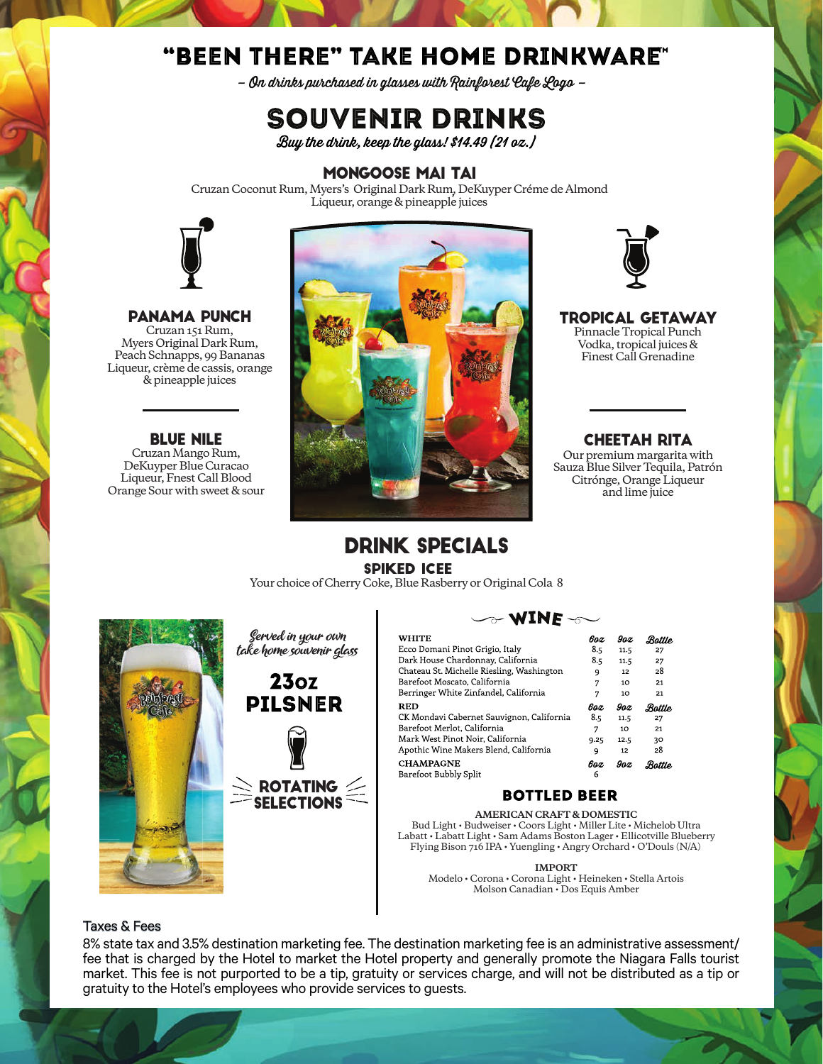# "BEEN THERE" TAKE HOME DRINKWARE™

*– On drinks purchased in glasses with Rainforest Cafe Logo –*

## SOUVENIR DRINKS

*Buy the drink, keep the glass! $14.49 (21 oz.)*

### MONGOOSE MAI TAI

Cruzan Coconut Rum, Myers's Original Dark Rum, DeKuyper Créme de Almond Liqueur, orange & pineapple juices

### PANAMA PUNCH

Cruzan 151 Rum, Myers Original Dark Rum, Peach Schnapps, 99 Bananas Liqueur, crème de cassis, orange & pineapple juices

### BLUE NILE

Cruzan Mango Rum, DeKuyper Blue Curacao Liqueur, Fnest Call Blood Orange Sour with sweet & sour

### TROPICAL GETAWAY

Pinnacle Tropical Punch Vodka, tropical juices & Finest Call Grenadine

### CHEETAH RITA

Our premium margarita with Sauza Blue Silver Tequila, Patrón Citrónge, Orange Liqueur and lime juice

## DRINK SPECIALS

### SPIKED ICEE

Your choice of Cherry Coke, Blue Rasberry or Original Cola 8

*Served in your own take home souvenir glass*

**23oz PILSNER**

**ROTATING SELECTIONS**

## WINE

| WHITE | 6oz | 9oz | Bottle |
|---|---|---|---|
| Ecco Domani Pinot Grigio, Italy | 8.5 | 11.5 | 27 |
| Dark House Chardonnay, California | 8.5 | 11.5 | 27 |
| Chateau St. Michelle Riesling, Washington | 9 | 12 | 28 |
| Barefoot Moscato, California | 7 | 10 | 21 |
| Berringer White Zinfandel, California | 7 | 10 | 21 |
| **RED** | **6oz** | **9oz** | **Bottle** |
| CK Mondavi Cabernet Sauvignon, California | 8.5 | 11.5 | 27 |
| Barefoot Merlot, California | 7 | 10 | 21 |
| Mark West Pinot Noir, California | 9.25 | 12.5 | 30 |
| Apothic Wine Makers Blend, California | 9 | 12 | 28 |
| **CHAMPAGNE** | **6oz** | **9oz** | **Bottle** |
| Barefoot Bubbly Split | 6 | | |

## BOTTLED BEER

**AMERICAN CRAFT & DOMESTIC**

Bud Light • Budweiser • Coors Light • Miller Lite • Michelob Ultra
Labatt • Labatt Light • Sam Adams Boston Lager • Ellicottville Blueberry
Flying Bison 716 IPA • Yuengling • Angry Orchard • O'Douls (N/A)

**IMPORT**

Modelo • Corona • Corona Light • Heineken • Stella Artois
Molson Canadian • Dos Equis Amber

Taxes & Fees

8% state tax and 3.5% destination marketing fee. The destination marketing fee is an administrative assessment/fee that is charged by the Hotel to market the Hotel property and generally promote the Niagara Falls tourist market. This fee is not purported to be a tip, gratuity or services charge, and will not be distributed as a tip or gratuity to the Hotel's employees who provide services to guests.